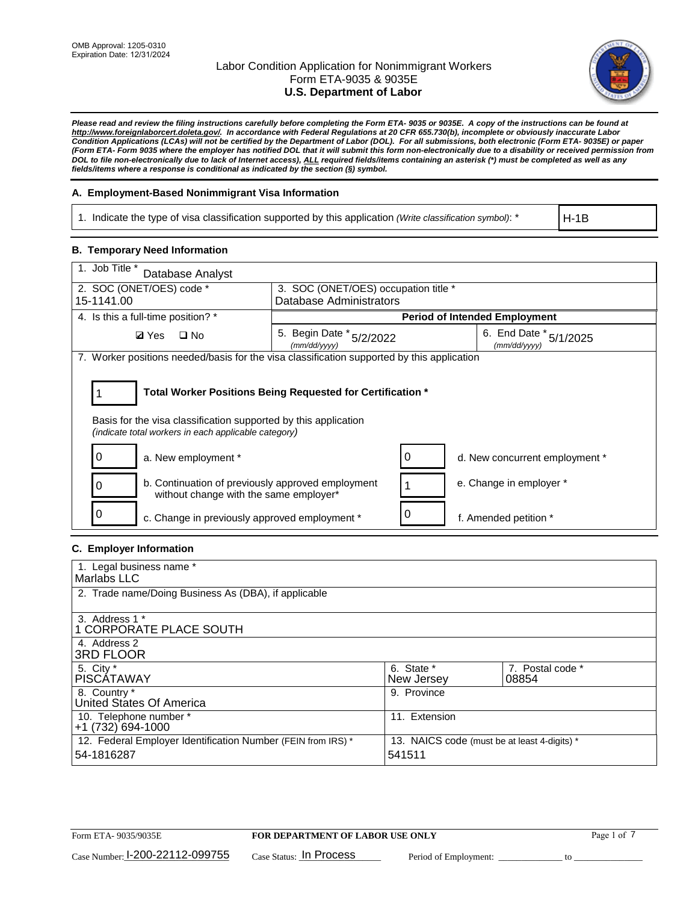OMB Approval: 1205-0310
Expiration Date: 12/31/2024

# Labor Condition Application for Nonimmigrant Workers
## Form ETA-9035 & 9035E
## U.S. Department of Labor

***Please read and review the filing instructions carefully before completing the Form ETA- 9035 or 9035E. A copy of the instructions can be found at http://www.foreignlaborcert.doleta.gov/. In accordance with Federal Regulations at 20 CFR 655.730(b), incomplete or obviously inaccurate Labor Condition Applications (LCAs) will not be certified by the Department of Labor (DOL). For all submissions, both electronic (Form ETA- 9035E) or paper (Form ETA- Form 9035 where the employer has notified DOL that it will submit this form non-electronically due to a disability or received permission from DOL to file non-electronically due to lack of Internet access), ALL required fields/items containing an asterisk (*) must be completed as well as any fields/items where a response is conditional as indicated by the section (§) symbol.***

### A. Employment-Based Nonimmigrant Visa Information

| 1. Indicate the type of visa classification supported by this application *(Write classification symbol)*: * | H-1B |
|---|---|

### B. Temporary Need Information

| 1. Job Title * Database Analyst | | |
|---|---|---|
| 2. SOC (ONET/OES) code * 15-1141.00 | 3. SOC (ONET/OES) occupation title * Database Administrators | |
| 4. Is this a full-time position? * | Period of Intended Employment | |
| ☑ Yes ☐ No | 5. Begin Date * (mm/dd/yyyy) 5/2/2022 | 6. End Date * (mm/dd/yyyy) 5/1/2025 |

7. Worker positions needed/basis for the visa classification supported by this application

**1 — Total Worker Positions Being Requested for Certification ***

Basis for the visa classification supported by this application
*(indicate total workers in each applicable category)*

| Count | Category | Count | Category |
|---|---|---|---|
| 0 | a. New employment * | 0 | d. New concurrent employment * |
| 0 | b. Continuation of previously approved employment without change with the same employer* | 1 | e. Change in employer * |
| 0 | c. Change in previously approved employment * | 0 | f. Amended petition * |

### C. Employer Information

| 1. Legal business name * Marlabs LLC | | |
|---|---|---|
| 2. Trade name/Doing Business As (DBA), if applicable | | |
| 3. Address 1 * 1 CORPORATE PLACE SOUTH | | |
| 4. Address 2 3RD FLOOR | | |
| 5. City * PISCATAWAY | 6. State * New Jersey | 7. Postal code * 08854 |
| 8. Country * United States Of America | 9. Province | |
| 10. Telephone number * +1 (732) 694-1000 | 11. Extension | |
| 12. Federal Employer Identification Number (FEIN from IRS) * 54-1816287 | 13. NAICS code (must be at least 4-digits) * 541511 | |

Form ETA- 9035/9035E — **FOR DEPARTMENT OF LABOR USE ONLY**

Case Number: I-200-22112-099755 Case Status: In Process Period of Employment: _____________ to ______________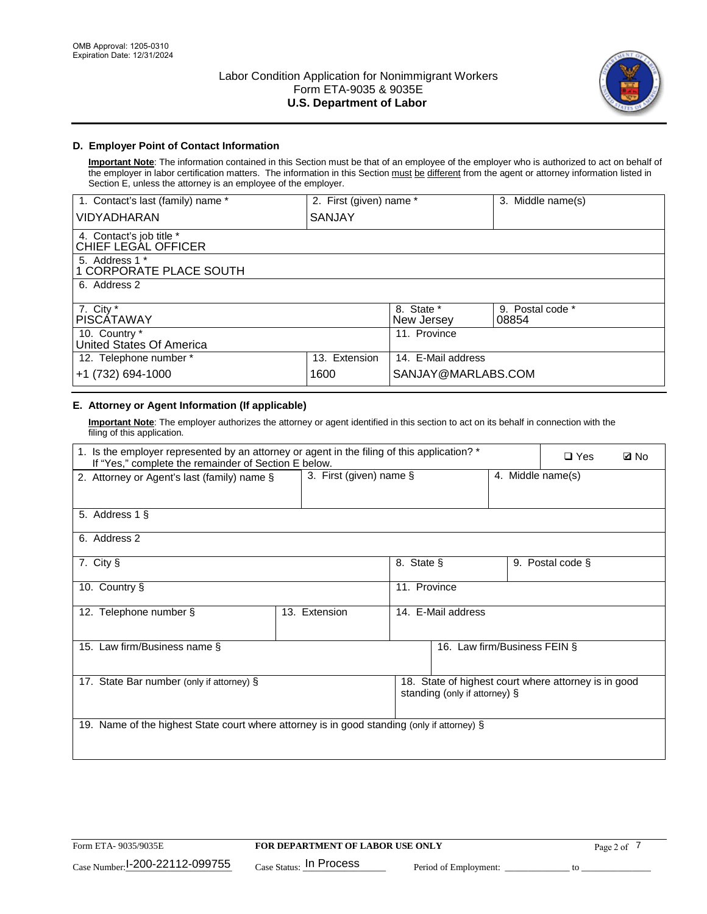OMB Approval: 1205-0310
Expiration Date: 12/31/2024

# Labor Condition Application for Nonimmigrant Workers
## Form ETA-9035 & 9035E
## U.S. Department of Labor

### D. Employer Point of Contact Information

**Important Note**: The information contained in this Section must be that of an employee of the employer who is authorized to act on behalf of the employer in labor certification matters. The information in this Section must be different from the agent or attorney information listed in Section E, unless the attorney is an employee of the employer.

| 1. Contact's last (family) name * | 2. First (given) name * | 3. Middle name(s) |
|---|---|---|
| VIDYADHARAN | SANJAY | |

| 4. Contact's job title * |
|---|
| CHIEF LEGAL OFFICER |

| 5. Address 1 * |
|---|
| 1 CORPORATE PLACE SOUTH |

| 6. Address 2 |
|---|
| |

| 7. City * | 8. State * | 9. Postal code * |
|---|---|---|
| PISCATAWAY | New Jersey | 08854 |

| 10. Country * | 11. Province |
|---|---|
| United States Of America | |

| 12. Telephone number * | 13. Extension | 14. E-Mail address |
|---|---|---|
| +1 (732) 694-1000 | 1600 | SANJAY@MARLABS.COM |

### E. Attorney or Agent Information (If applicable)

**Important Note**: The employer authorizes the attorney or agent identified in this section to act on its behalf in connection with the filing of this application.

1. Is the employer represented by an attorney or agent in the filing of this application? * If "Yes," complete the remainder of Section E below. ❑ Yes ☑ No

| 2. Attorney or Agent's last (family) name § | 3. First (given) name § | 4. Middle name(s) |
|---|---|---|
| | | |

| 5. Address 1 § |
|---|
| |

| 6. Address 2 |
|---|
| |

| 7. City § | 8. State § | 9. Postal code § |
|---|---|---|
| | | |

| 10. Country § | 11. Province |
|---|---|
| | |

| 12. Telephone number § | 13. Extension | 14. E-Mail address |
|---|---|---|
| | | |

| 15. Law firm/Business name § | 16. Law firm/Business FEIN § |
|---|---|
| | |

| 17. State Bar number (only if attorney) § | 18. State of highest court where attorney is in good standing (only if attorney) § |
|---|---|
| | |

| 19. Name of the highest State court where attorney is in good standing (only if attorney) § |
|---|
| |

Form ETA- 9035/9035E | FOR DEPARTMENT OF LABOR USE ONLY

Case Number: I-200-22112-099755 Case Status: In Process Period of Employment: _____________ to _______________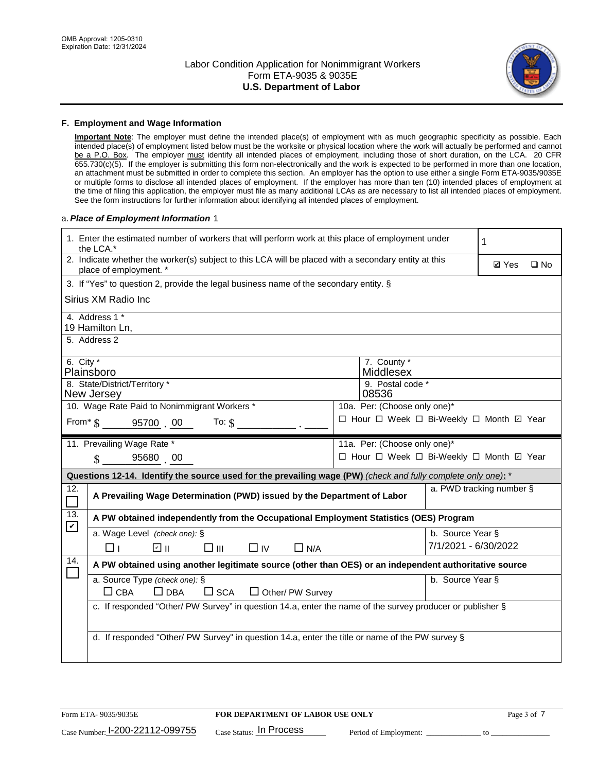## F. Employment and Wage Information

**Important Note**: The employer must define the intended place(s) of employment with as much geographic specificity as possible. Each intended place(s) of employment listed below must be the worksite or physical location where the work will actually be performed and cannot be a P.O. Box. The employer must identify all intended places of employment, including those of short duration, on the LCA. 20 CFR 655.730(c)(5). If the employer is submitting this form non-electronically and the work is expected to be performed in more than one location, an attachment must be submitted in order to complete this section. An employer has the option to use either a single Form ETA-9035/9035E or multiple forms to disclose all intended places of employment. If the employer has more than ten (10) intended places of employment at the time of filing this application, the employer must file as many additional LCAs as are necessary to list all intended places of employment. See the form instructions for further information about identifying all intended places of employment.

a. ***Place of Employment Information*** 1

1. Enter the estimated number of workers that will perform work at this place of employment under the LCA.* **1**

2. Indicate whether the worker(s) subject to this LCA will be placed with a secondary entity at this place of employment. * ☑ Yes ☐ No

3. If "Yes" to question 2, provide the legal business name of the secondary entity. §
Sirius XM Radio Inc

4. Address 1 *
19 Hamilton Ln,

5. Address 2

6. City *
Plainsboro

7. County *
Middlesex

8. State/District/Territory *
New Jersey

9. Postal code *
08536

10. Wage Rate Paid to Nonimmigrant Workers *
From* $ 95700 . 00 To: $ ____ . ____

10a. Per: (Choose only one)*
☐ Hour ☐ Week ☐ Bi-Weekly ☐ Month ☑ Year

11. Prevailing Wage Rate *
$ 95680 . 00

11a. Per: (Choose only one)*
☐ Hour ☐ Week ☐ Bi-Weekly ☐ Month ☑ Year

**Questions 12-14. Identify the source used for the prevailing wage (PW)** *(check and fully complete only one)*: *

12. ☐ **A Prevailing Wage Determination (PWD) issued by the Department of Labor**
a. PWD tracking number §

13. ☑ **A PW obtained independently from the Occupational Employment Statistics (OES) Program**
a. Wage Level *(check one)*: § ☐ I ☑ II ☐ III ☐ IV ☐ N/A
b. Source Year § 7/1/2021 - 6/30/2022

14. ☐ **A PW obtained using another legitimate source (other than OES) or an independent authoritative source**
a. Source Type *(check one)*: § ☐ CBA ☐ DBA ☐ SCA ☐ Other/ PW Survey
b. Source Year §
c. If responded "Other/ PW Survey" in question 14.a, enter the name of the survey producer or publisher §
d. If responded "Other/ PW Survey" in question 14.a, enter the title or name of the PW survey §

Form ETA- 9035/9035E — FOR DEPARTMENT OF LABOR USE ONLY

Case Number: I-200-22112-099755 Case Status: In Process Period of Employment: ____________ to ______________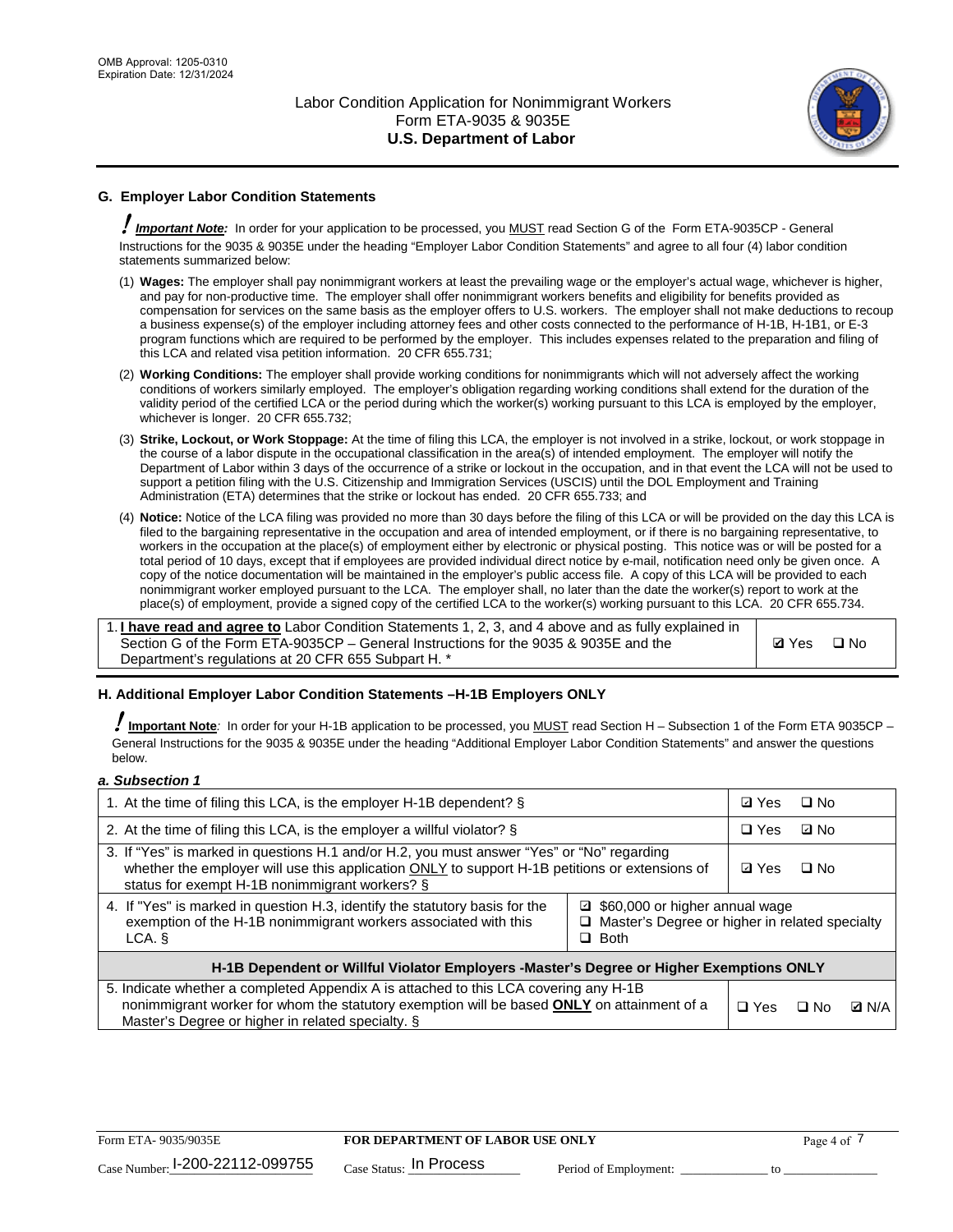## G. Employer Labor Condition Statements

! ***Important Note:*** In order for your application to be processed, you MUST read Section G of the Form ETA-9035CP - General Instructions for the 9035 & 9035E under the heading "Employer Labor Condition Statements" and agree to all four (4) labor condition statements summarized below:

(1) **Wages:** The employer shall pay nonimmigrant workers at least the prevailing wage or the employer's actual wage, whichever is higher, and pay for non-productive time. The employer shall offer nonimmigrant workers benefits and eligibility for benefits provided as compensation for services on the same basis as the employer offers to U.S. workers. The employer shall not make deductions to recoup a business expense(s) of the employer including attorney fees and other costs connected to the performance of H-1B, H-1B1, or E-3 program functions which are required to be performed by the employer. This includes expenses related to the preparation and filing of this LCA and related visa petition information. 20 CFR 655.731;

(2) **Working Conditions:** The employer shall provide working conditions for nonimmigrants which will not adversely affect the working conditions of workers similarly employed. The employer's obligation regarding working conditions shall extend for the duration of the validity period of the certified LCA or the period during which the worker(s) working pursuant to this LCA is employed by the employer, whichever is longer. 20 CFR 655.732;

(3) **Strike, Lockout, or Work Stoppage:** At the time of filing this LCA, the employer is not involved in a strike, lockout, or work stoppage in the course of a labor dispute in the occupational classification in the area(s) of intended employment. The employer will notify the Department of Labor within 3 days of the occurrence of a strike or lockout in the occupation, and in that event the LCA will not be used to support a petition filing with the U.S. Citizenship and Immigration Services (USCIS) until the DOL Employment and Training Administration (ETA) determines that the strike or lockout has ended. 20 CFR 655.733; and

(4) **Notice:** Notice of the LCA filing was provided no more than 30 days before the filing of this LCA or will be provided on the day this LCA is filed to the bargaining representative in the occupation and area of intended employment, or if there is no bargaining representative, to workers in the occupation at the place(s) of employment either by electronic or physical posting. This notice was or will be posted for a total period of 10 days, except that if employees are provided individual direct notice by e-mail, notification need only be given once. A copy of the notice documentation will be maintained in the employer's public access file. A copy of this LCA will be provided to each nonimmigrant worker employed pursuant to the LCA. The employer shall, no later than the date the worker(s) report to work at the place(s) of employment, provide a signed copy of the certified LCA to the worker(s) working pursuant to this LCA. 20 CFR 655.734.

| | |
|---|---|
| 1. **I have read and agree to** Labor Condition Statements 1, 2, 3, and 4 above and as fully explained in Section G of the Form ETA-9035CP – General Instructions for the 9035 & 9035E and the Department's regulations at 20 CFR 655 Subpart H. * | ☑ Yes ☐ No |

## H. Additional Employer Labor Condition Statements –H-1B Employers ONLY

! **Important Note**: In order for your H-1B application to be processed, you MUST read Section H – Subsection 1 of the Form ETA 9035CP – General Instructions for the 9035 & 9035E under the heading "Additional Employer Labor Condition Statements" and answer the questions below.

***a. Subsection 1***

| | | |
|---|---|---|
| 1. At the time of filing this LCA, is the employer H-1B dependent? § | | ☑ Yes ☐ No |
| 2. At the time of filing this LCA, is the employer a willful violator? § | | ☐ Yes ☑ No |
| 3. If "Yes" is marked in questions H.1 and/or H.2, you must answer "Yes" or "No" regarding whether the employer will use this application ONLY to support H-1B petitions or extensions of status for exempt H-1B nonimmigrant workers? § | | ☑ Yes ☐ No |
| 4. If "Yes" is marked in question H.3, identify the statutory basis for the exemption of the H-1B nonimmigrant workers associated with this LCA. § | ☑ $60,000 or higher annual wage<br>☐ Master's Degree or higher in related specialty<br>☐ Both | |
| **H-1B Dependent or Willful Violator Employers -Master's Degree or Higher Exemptions ONLY** | | |
| 5. Indicate whether a completed Appendix A is attached to this LCA covering any H-1B nonimmigrant worker for whom the statutory exemption will be based **ONLY** on attainment of a Master's Degree or higher in related specialty. § | | ☐ Yes ☐ No ☑ N/A |

Form ETA- 9035/9035E | **FOR DEPARTMENT OF LABOR USE ONLY**

Case Number: I-200-22112-099755 Case Status: In Process Period of Employment: _____________ to _______________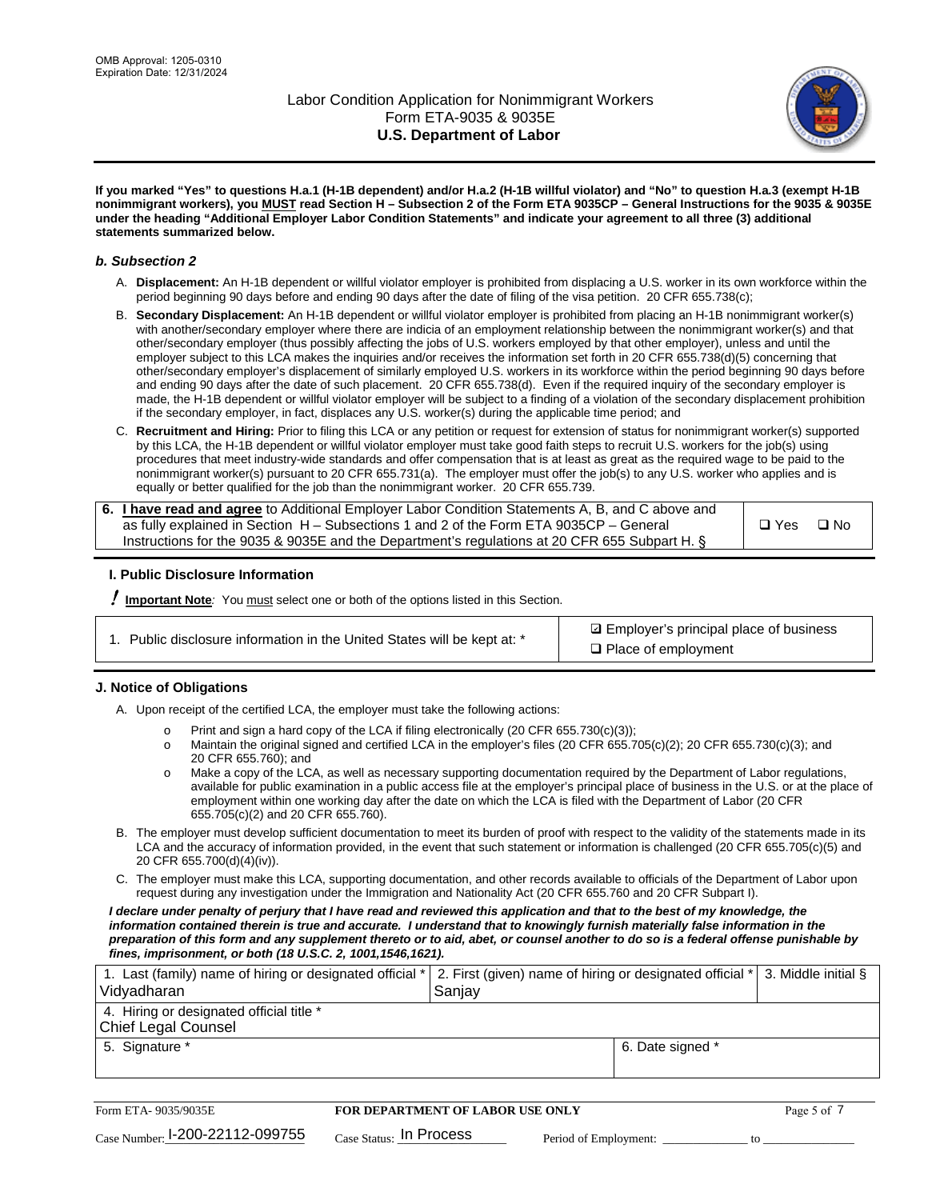If you marked "Yes" to questions H.a.1 (H-1B dependent) and/or H.a.2 (H-1B willful violator) and "No" to question H.a.3 (exempt H-1B nonimmigrant workers), you MUST read Section H – Subsection 2 of the Form ETA 9035CP – General Instructions for the 9035 & 9035E under the heading "Additional Employer Labor Condition Statements" and indicate your agreement to all three (3) additional statements summarized below.

### b. Subsection 2

A. **Displacement:** An H-1B dependent or willful violator employer is prohibited from displacing a U.S. worker in its own workforce within the period beginning 90 days before and ending 90 days after the date of filing of the visa petition. 20 CFR 655.738(c);

B. **Secondary Displacement:** An H-1B dependent or willful violator employer is prohibited from placing an H-1B nonimmigrant worker(s) with another/secondary employer where there are indicia of an employment relationship between the nonimmigrant worker(s) and that other/secondary employer (thus possibly affecting the jobs of U.S. workers employed by that other employer), unless and until the employer subject to this LCA makes the inquiries and/or receives the information set forth in 20 CFR 655.738(d)(5) concerning that other/secondary employer's displacement of similarly employed U.S. workers in its workforce within the period beginning 90 days before and ending 90 days after the date of such placement. 20 CFR 655.738(d). Even if the required inquiry of the secondary employer is made, the H-1B dependent or willful violator employer will be subject to a finding of a violation of the secondary displacement prohibition if the secondary employer, in fact, displaces any U.S. worker(s) during the applicable time period; and

C. **Recruitment and Hiring:** Prior to filing this LCA or any petition or request for extension of status for nonimmigrant worker(s) supported by this LCA, the H-1B dependent or willful violator employer must take good faith steps to recruit U.S. workers for the job(s) using procedures that meet industry-wide standards and offer compensation that is at least as great as the required wage to be paid to the nonimmigrant worker(s) pursuant to 20 CFR 655.731(a). The employer must offer the job(s) to any U.S. worker who applies and is equally or better qualified for the job than the nonimmigrant worker. 20 CFR 655.739.

| 6. **I have read and agree** to Additional Employer Labor Condition Statements A, B, and C above and as fully explained in Section H – Subsections 1 and 2 of the Form ETA 9035CP – General Instructions for the 9035 & 9035E and the Department's regulations at 20 CFR 655 Subpart H. § | ❑ Yes ❑ No |
|---|---|

## I. Public Disclosure Information

**! Important Note**: You must select one or both of the options listed in this Section.

| 1. Public disclosure information in the United States will be kept at: * | ☑ Employer's principal place of business<br>❑ Place of employment |
|---|---|

## J. Notice of Obligations

A. Upon receipt of the certified LCA, the employer must take the following actions:

- Print and sign a hard copy of the LCA if filing electronically (20 CFR 655.730(c)(3));
- Maintain the original signed and certified LCA in the employer's files (20 CFR 655.705(c)(2); 20 CFR 655.730(c)(3); and 20 CFR 655.760); and
- Make a copy of the LCA, as well as necessary supporting documentation required by the Department of Labor regulations, available for public examination in a public access file at the employer's principal place of business in the U.S. or at the place of employment within one working day after the date on which the LCA is filed with the Department of Labor (20 CFR 655.705(c)(2) and 20 CFR 655.760).

B. The employer must develop sufficient documentation to meet its burden of proof with respect to the validity of the statements made in its LCA and the accuracy of information provided, in the event that such statement or information is challenged (20 CFR 655.705(c)(5) and 20 CFR 655.700(d)(4)(iv)).

C. The employer must make this LCA, supporting documentation, and other records available to officials of the Department of Labor upon request during any investigation under the Immigration and Nationality Act (20 CFR 655.760 and 20 CFR Subpart I).

***I declare under penalty of perjury that I have read and reviewed this application and that to the best of my knowledge, the information contained therein is true and accurate. I understand that to knowingly furnish materially false information in the preparation of this form and any supplement thereto or to aid, abet, or counsel another to do so is a federal offense punishable by fines, imprisonment, or both (18 U.S.C. 2, 1001,1546,1621).***

| 1. Last (family) name of hiring or designated official *<br>Vidyadharan | 2. First (given) name of hiring or designated official *<br>Sanjay | 3. Middle initial § |
|---|---|---|
| 4. Hiring or designated official title *<br>Chief Legal Counsel | | |
| 5. Signature * | 6. Date signed * | |

| Form ETA- 9035/9035E | FOR DEPARTMENT OF LABOR USE ONLY | |
|---|---|---|
| Case Number: I-200-22112-099755 | Case Status: In Process | Period of Employment: _____________ to _____________ |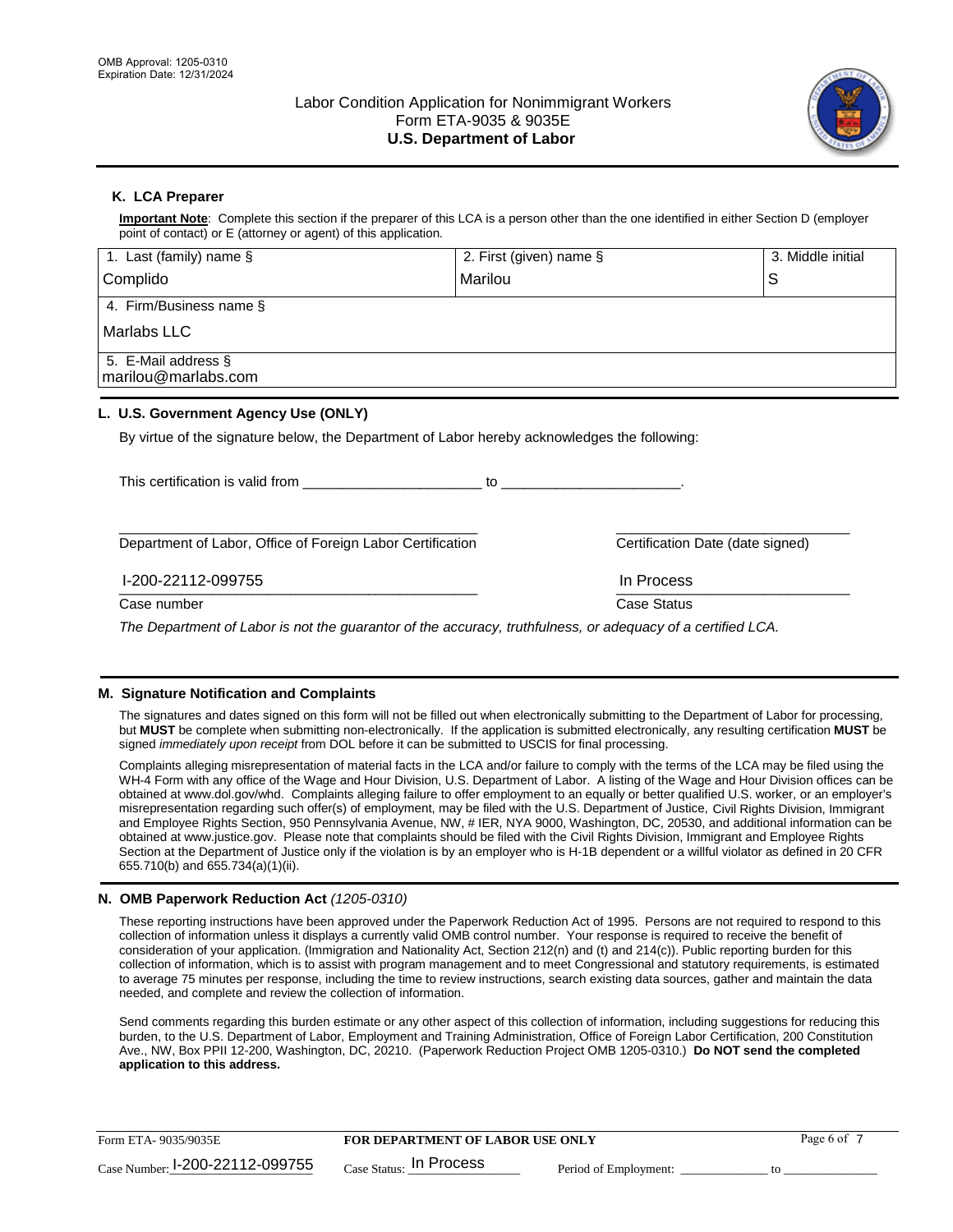OMB Approval: 1205-0310
Expiration Date: 12/31/2024

# Labor Condition Application for Nonimmigrant Workers
## Form ETA-9035 & 9035E
## U.S. Department of Labor

### K. LCA Preparer

**Important Note**: Complete this section if the preparer of this LCA is a person other than the one identified in either Section D (employer point of contact) or E (attorney or agent) of this application.

| 1. Last (family) name § | 2. First (given) name § | 3. Middle initial |
|---|---|---|
| Complido | Marilou | S |
| 4. Firm/Business name § | | |
| Marlabs LLC | | |
| 5. E-Mail address § | | |
| marilou@marlabs.com | | |

### L. U.S. Government Agency Use (ONLY)

By virtue of the signature below, the Department of Labor hereby acknowledges the following:

This certification is valid from ______________________ to ______________________.

_______________________________________________ Department of Labor, Office of Foreign Labor Certification

______________________________ Certification Date (date signed)

I-200-22112-099755
Case number

In Process
Case Status

*The Department of Labor is not the guarantor of the accuracy, truthfulness, or adequacy of a certified LCA.*

### M. Signature Notification and Complaints

The signatures and dates signed on this form will not be filled out when electronically submitting to the Department of Labor for processing, but **MUST** be complete when submitting non-electronically. If the application is submitted electronically, any resulting certification **MUST** be signed *immediately upon receipt* from DOL before it can be submitted to USCIS for final processing.

Complaints alleging misrepresentation of material facts in the LCA and/or failure to comply with the terms of the LCA may be filed using the WH-4 Form with any office of the Wage and Hour Division, U.S. Department of Labor. A listing of the Wage and Hour Division offices can be obtained at www.dol.gov/whd. Complaints alleging failure to offer employment to an equally or better qualified U.S. worker, or an employer's misrepresentation regarding such offer(s) of employment, may be filed with the U.S. Department of Justice, Civil Rights Division, Immigrant and Employee Rights Section, 950 Pennsylvania Avenue, NW, # IER, NYA 9000, Washington, DC, 20530, and additional information can be obtained at www.justice.gov. Please note that complaints should be filed with the Civil Rights Division, Immigrant and Employee Rights Section at the Department of Justice only if the violation is by an employer who is H-1B dependent or a willful violator as defined in 20 CFR 655.710(b) and 655.734(a)(1)(ii).

### N. OMB Paperwork Reduction Act *(1205-0310)*

These reporting instructions have been approved under the Paperwork Reduction Act of 1995. Persons are not required to respond to this collection of information unless it displays a currently valid OMB control number. Your response is required to receive the benefit of consideration of your application. (Immigration and Nationality Act, Section 212(n) and (t) and 214(c)). Public reporting burden for this collection of information, which is to assist with program management and to meet Congressional and statutory requirements, is estimated to average 75 minutes per response, including the time to review instructions, search existing data sources, gather and maintain the data needed, and complete and review the collection of information.

Send comments regarding this burden estimate or any other aspect of this collection of information, including suggestions for reducing this burden, to the U.S. Department of Labor, Employment and Training Administration, Office of Foreign Labor Certification, 200 Constitution Ave., NW, Box PPII 12-200, Washington, DC, 20210. (Paperwork Reduction Project OMB 1205-0310.) **Do NOT send the completed application to this address.**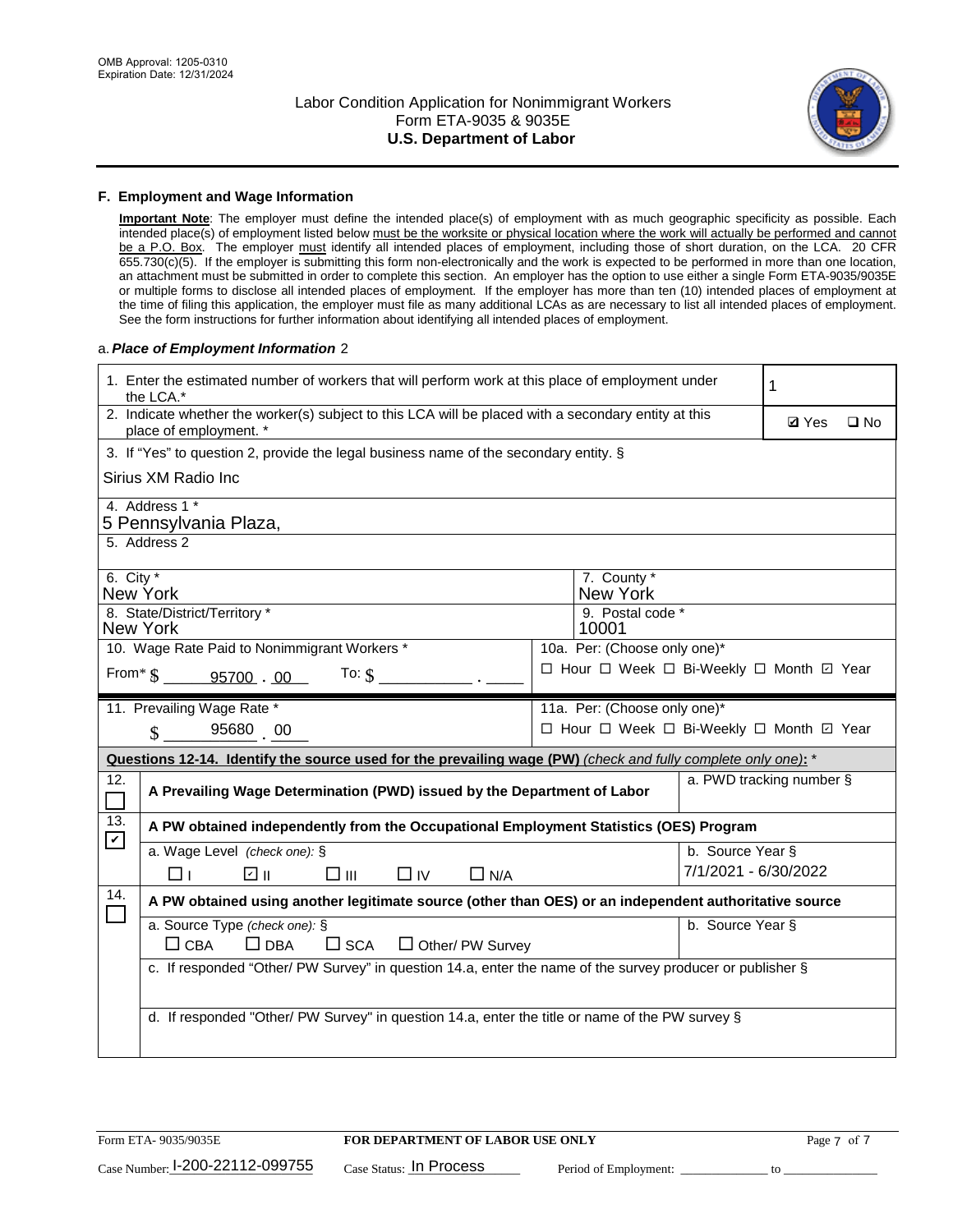OMB Approval: 1205-0310
Expiration Date: 12/31/2024

# Labor Condition Application for Nonimmigrant Workers
## Form ETA-9035 & 9035E
## U.S. Department of Labor

### F. Employment and Wage Information

**Important Note**: The employer must define the intended place(s) of employment with as much geographic specificity as possible. Each intended place(s) of employment listed below must be the worksite or physical location where the work will actually be performed and cannot be a P.O. Box. The employer must identify all intended places of employment, including those of short duration, on the LCA. 20 CFR 655.730(c)(5). If the employer is submitting this form non-electronically and the work is expected to be performed in more than one location, an attachment must be submitted in order to complete this section. An employer has the option to use either a single Form ETA-9035/9035E or multiple forms to disclose all intended places of employment. If the employer has more than ten (10) intended places of employment at the time of filing this application, the employer must file as many additional LCAs as are necessary to list all intended places of employment. See the form instructions for further information about identifying all intended places of employment.

a. *Place of Employment Information* 2

| | |
|---|---|
| 1. Enter the estimated number of workers that will perform work at this place of employment under the LCA.* | 1 |
| 2. Indicate whether the worker(s) subject to this LCA will be placed with a secondary entity at this place of employment. * | ☑ Yes ☐ No |

3. If "Yes" to question 2, provide the legal business name of the secondary entity. §
Sirius XM Radio Inc

4. Address 1 *
5 Pennsylvania Plaza,

5. Address 2

| | |
|---|---|
| 6. City * New York | 7. County * New York |
| 8. State/District/Territory * New York | 9. Postal code * 10001 |
| 10. Wage Rate Paid to Nonimmigrant Workers * From* $ 95700 . 00 To: $ \_\_\_\_ . \_\_\_\_ | 10a. Per: (Choose only one)* ☐ Hour ☐ Week ☐ Bi-Weekly ☐ Month ☑ Year |
| 11. Prevailing Wage Rate * $ 95680 . 00 | 11a. Per: (Choose only one)* ☐ Hour ☐ Week ☐ Bi-Weekly ☐ Month ☑ Year |

**Questions 12-14. Identify the source used for the prevailing wage (PW)** *(check and fully complete only one)*: *

| | | |
|---|---|---|
| 12. ☐ | **A Prevailing Wage Determination (PWD) issued by the Department of Labor** | a. PWD tracking number § |
| 13. ☑ | **A PW obtained independently from the Occupational Employment Statistics (OES) Program** | |
| | a. Wage Level *(check one)*: § ☐ I ☑ II ☐ III ☐ IV ☐ N/A | b. Source Year § 7/1/2021 - 6/30/2022 |
| 14. ☐ | **A PW obtained using another legitimate source (other than OES) or an independent authoritative source** | |
| | a. Source Type *(check one)*: § ☐ CBA ☐ DBA ☐ SCA ☐ Other/ PW Survey | b. Source Year § |
| | c. If responded "Other/ PW Survey" in question 14.a, enter the name of the survey producer or publisher § | |
| | d. If responded "Other/ PW Survey" in question 14.a, enter the title or name of the PW survey § | |

Form ETA- 9035/9035E | **FOR DEPARTMENT OF LABOR USE ONLY**

Case Number: I-200-22112-099755 Case Status: In Process Period of Employment: \_\_\_\_\_\_\_\_ to \_\_\_\_\_\_\_\_